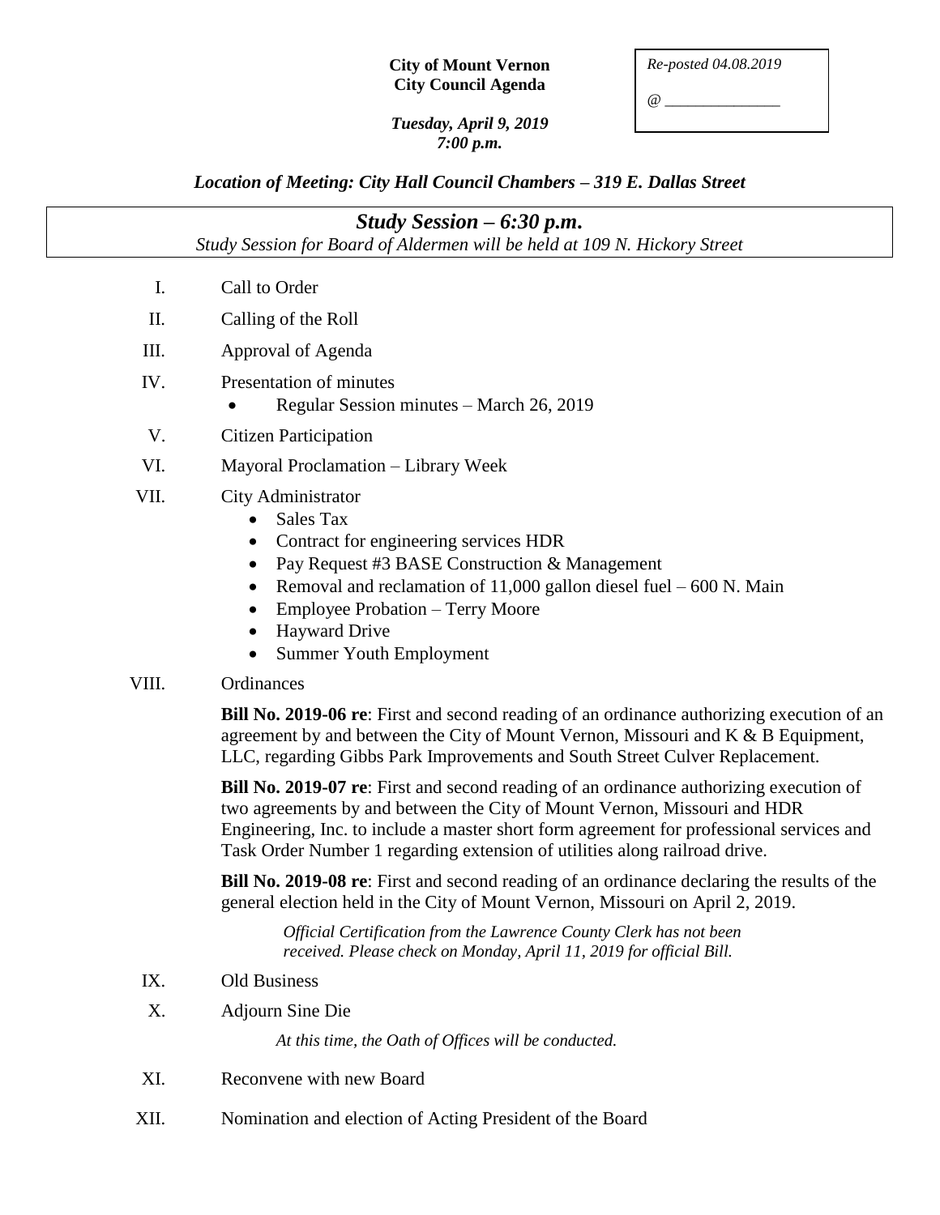**City of Mount Vernon**
**City Council Agenda**

*Tuesday, April 9, 2019*
*7:00 p.m.*

*Re-posted 04.08.2019*

*@ _______________*

***Location of Meeting: City Hall Council Chambers – 319 E. Dallas Street***

## *Study Session – 6:30 p.m.*

*Study Session for Board of Aldermen will be held at 109 N. Hickory Street*

I. Call to Order

II. Calling of the Roll

III. Approval of Agenda

IV. Presentation of minutes
- Regular Session minutes – March 26, 2019

V. Citizen Participation

VI. Mayoral Proclamation – Library Week

VII. City Administrator
- Sales Tax
- Contract for engineering services HDR
- Pay Request #3 BASE Construction & Management
- Removal and reclamation of 11,000 gallon diesel fuel – 600 N. Main
- Employee Probation – Terry Moore
- Hayward Drive
- Summer Youth Employment

VIII. Ordinances

**Bill No. 2019-06 re**: First and second reading of an ordinance authorizing execution of an agreement by and between the City of Mount Vernon, Missouri and K & B Equipment, LLC, regarding Gibbs Park Improvements and South Street Culver Replacement.

**Bill No. 2019-07 re**: First and second reading of an ordinance authorizing execution of two agreements by and between the City of Mount Vernon, Missouri and HDR Engineering, Inc. to include a master short form agreement for professional services and Task Order Number 1 regarding extension of utilities along railroad drive.

**Bill No. 2019-08 re**: First and second reading of an ordinance declaring the results of the general election held in the City of Mount Vernon, Missouri on April 2, 2019.

*Official Certification from the Lawrence County Clerk has not been received. Please check on Monday, April 11, 2019 for official Bill.*

IX. Old Business

X. Adjourn Sine Die

*At this time, the Oath of Offices will be conducted.*

XI. Reconvene with new Board

XII. Nomination and election of Acting President of the Board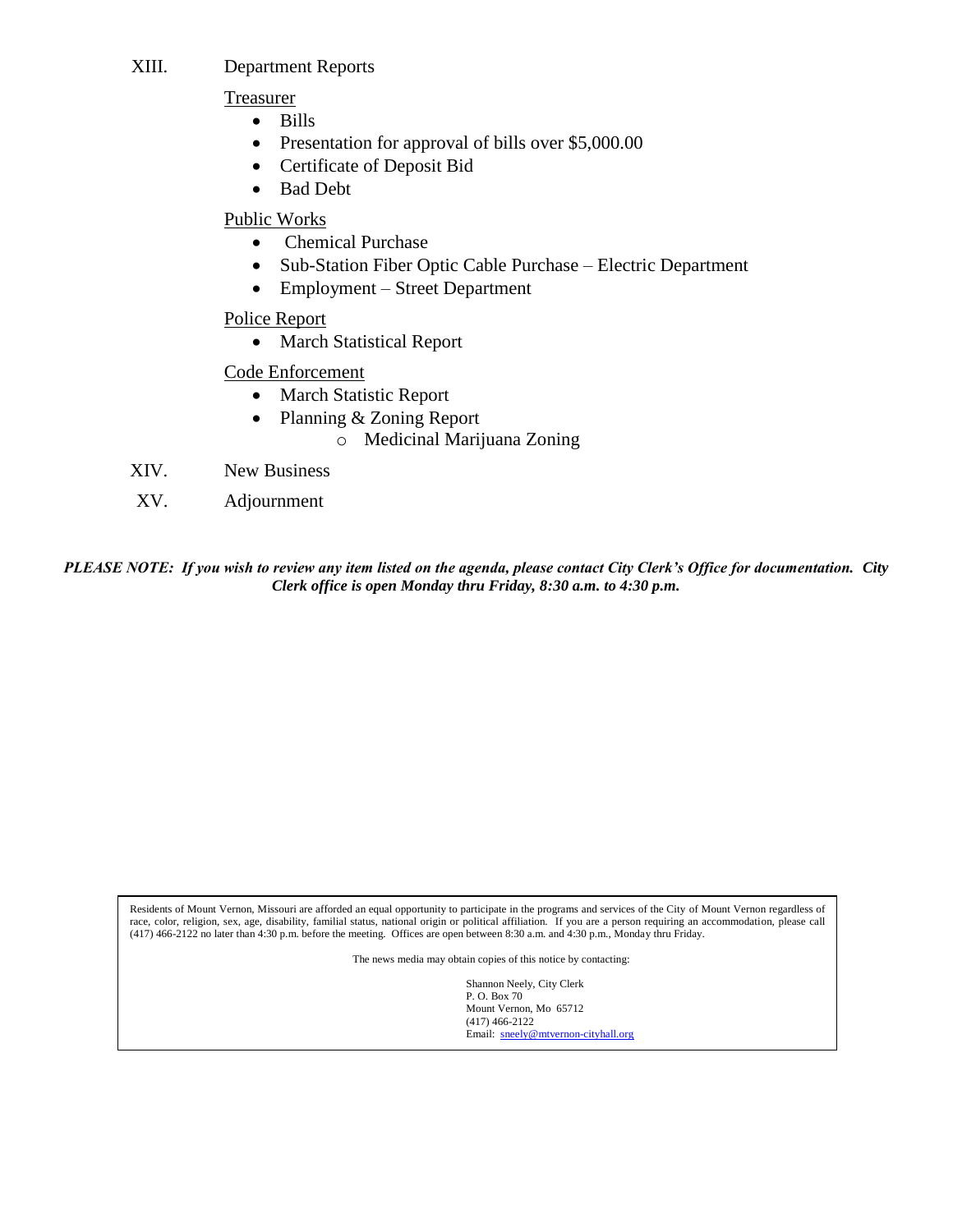XIII. Department Reports

Treasurer

- Bills
- Presentation for approval of bills over $5,000.00
- Certificate of Deposit Bid
- Bad Debt

Public Works

- Chemical Purchase
- Sub-Station Fiber Optic Cable Purchase – Electric Department
- Employment – Street Department

Police Report

- March Statistical Report

Code Enforcement

- March Statistic Report
- Planning & Zoning Report
    - Medicinal Marijuana Zoning

XIV. New Business

XV. Adjournment

***PLEASE NOTE: If you wish to review any item listed on the agenda, please contact City Clerk's Office for documentation. City Clerk office is open Monday thru Friday, 8:30 a.m. to 4:30 p.m.***

Residents of Mount Vernon, Missouri are afforded an equal opportunity to participate in the programs and services of the City of Mount Vernon regardless of race, color, religion, sex, age, disability, familial status, national origin or political affiliation. If you are a person requiring an accommodation, please call (417) 466-2122 no later than 4:30 p.m. before the meeting. Offices are open between 8:30 a.m. and 4:30 p.m., Monday thru Friday.

The news media may obtain copies of this notice by contacting:

Shannon Neely, City Clerk
P. O. Box 70
Mount Vernon, Mo 65712
(417) 466-2122
Email: sneely@mtvernon-cityhall.org